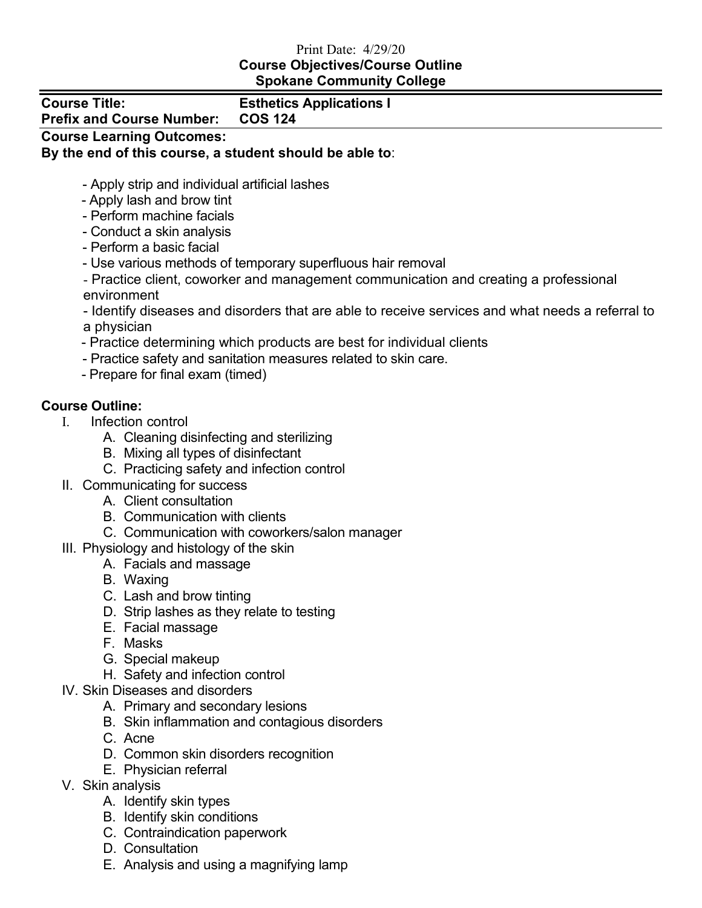Print Date: 4/29/20

**Course Objectives/Course Outline**
**Spokane Community College**

**Course Title:** **Esthetics Applications I**
**Prefix and Course Number:** **COS 124**

**Course Learning Outcomes:**
**By the end of this course, a student should be able to**:

- Apply strip and individual artificial lashes
- Apply lash and brow tint
- Perform machine facials
- Conduct a skin analysis
- Perform a basic facial
- Use various methods of temporary superfluous hair removal
- Practice client, coworker and management communication and creating a professional environment
- Identify diseases and disorders that are able to receive services and what needs a referral to a physician
- Practice determining which products are best for individual clients
- Practice safety and sanitation measures related to skin care.
- Prepare for final exam (timed)

**Course Outline:**

I. Infection control
   A. Cleaning disinfecting and sterilizing
   B. Mixing all types of disinfectant
   C. Practicing safety and infection control

II. Communicating for success
   A. Client consultation
   B. Communication with clients
   C. Communication with coworkers/salon manager

III. Physiology and histology of the skin
   A. Facials and massage
   B. Waxing
   C. Lash and brow tinting
   D. Strip lashes as they relate to testing
   E. Facial massage
   F. Masks
   G. Special makeup
   H. Safety and infection control

IV. Skin Diseases and disorders
   A. Primary and secondary lesions
   B. Skin inflammation and contagious disorders
   C. Acne
   D. Common skin disorders recognition
   E. Physician referral

V. Skin analysis
   A. Identify skin types
   B. Identify skin conditions
   C. Contraindication paperwork
   D. Consultation
   E. Analysis and using a magnifying lamp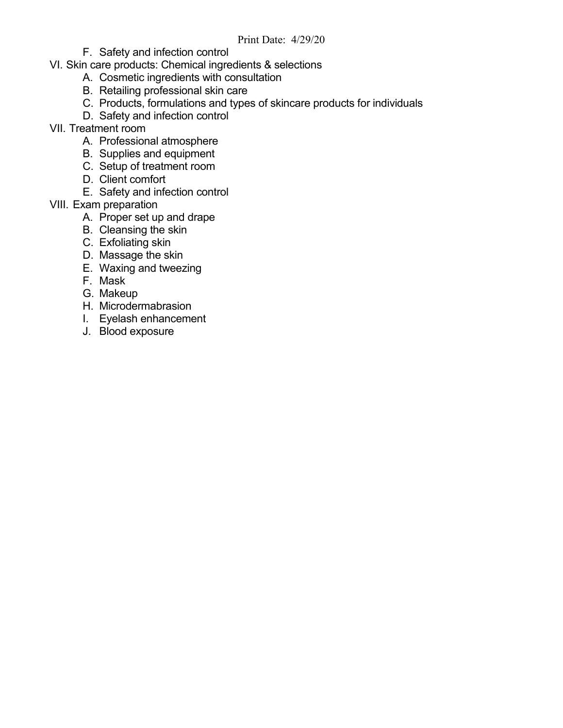F. Safety and infection control

VI. Skin care products: Chemical ingredients & selections
   A. Cosmetic ingredients with consultation
   B. Retailing professional skin care
   C. Products, formulations and types of skincare products for individuals
   D. Safety and infection control

VII. Treatment room
   A. Professional atmosphere
   B. Supplies and equipment
   C. Setup of treatment room
   D. Client comfort
   E. Safety and infection control

VIII. Exam preparation
   A. Proper set up and drape
   B. Cleansing the skin
   C. Exfoliating skin
   D. Massage the skin
   E. Waxing and tweezing
   F. Mask
   G. Makeup
   H. Microdermabrasion
   I. Eyelash enhancement
   J. Blood exposure